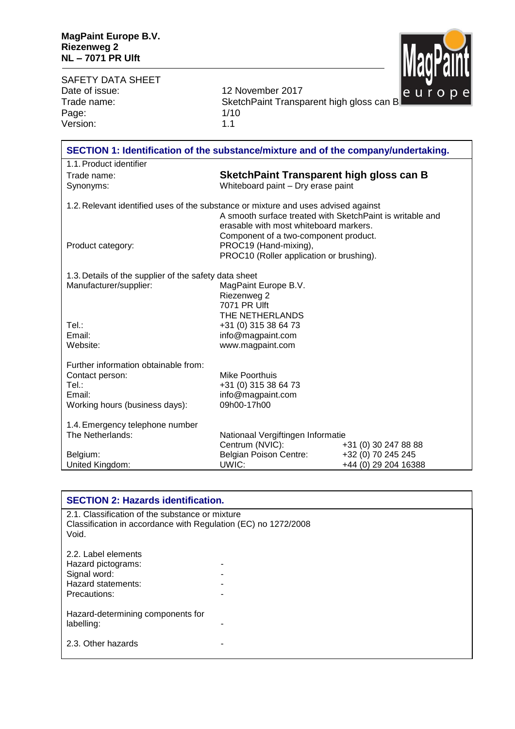**MagPaint Europe B.V.**
**Riezenweg 2**
**NL – 7071 PR Ulft**

SAFETY DATA SHEET

| | |
|---|---|
| Date of issue: | 12 November 2017 |
| Trade name: | SketchPaint Transparent high gloss can B |
| Page: | 1/10 |
| Version: | 1.1 |

## SECTION 1: Identification of the substance/mixture and of the company/undertaking.

1.1. Product identifier

| | |
|---|---|
| Trade name: | **SketchPaint Transparent high gloss can B** |
| Synonyms: | Whiteboard paint – Dry erase paint |

1.2. Relevant identified uses of the substance or mixture and uses advised against

| | |
|---|---|
| | A smooth surface treated with SketchPaint is writable and erasable with most whiteboard markers. |
| | Component of a two-component product. |
| Product category: | PROC19 (Hand-mixing), PROC10 (Roller application or brushing). |

1.3. Details of the supplier of the safety data sheet

| | |
|---|---|
| Manufacturer/supplier: | MagPaint Europe B.V.<br>Riezenweg 2<br>7071 PR Ulft<br>THE NETHERLANDS |
| Tel.: | +31 (0) 315 38 64 73 |
| Email: | info@magpaint.com |
| Website: | www.magpaint.com |

| | |
|---|---|
| Further information obtainable from: | |
| Contact person: | Mike Poorthuis |
| Tel.: | +31 (0) 315 38 64 73 |
| Email: | info@magpaint.com |
| Working hours (business days): | 09h00-17h00 |

1.4. Emergency telephone number

| | | |
|---|---|---|
| The Netherlands: | Nationaal Vergiftingen Informatie Centrum (NVIC): | +31 (0) 30 247 88 88 |
| Belgium: | Belgian Poison Centre: | +32 (0) 70 245 245 |
| United Kingdom: | UWIC: | +44 (0) 29 204 16388 |

## SECTION 2: Hazards identification.

2.1. Classification of the substance or mixture
Classification in accordance with Regulation (EC) no 1272/2008
Void.

2.2. Label elements

| | |
|---|---|
| Hazard pictograms: | - |
| Signal word: | - |
| Hazard statements: | - |
| Precautions: | - |
| Hazard-determining components for labelling: | - |
| 2.3. Other hazards | - |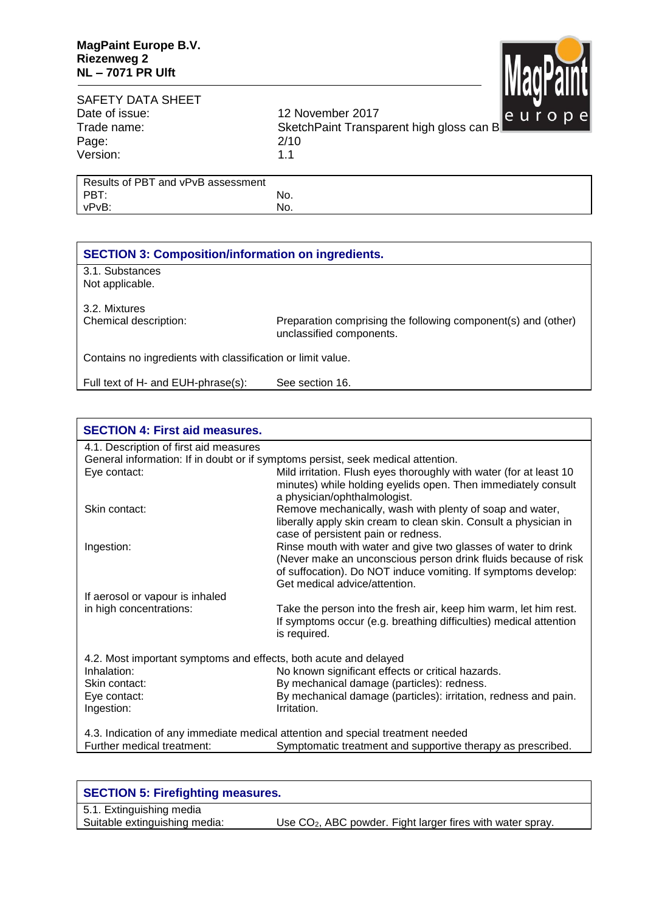| Results of PBT and vPvB assessment | |
|---|---|
| PBT: | No. |
| vPvB: | No. |

## SECTION 3: Composition/information on ingredients.

3.1. Substances
Not applicable.

3.2. Mixtures

| | |
|---|---|
| Chemical description: | Preparation comprising the following component(s) and (other) unclassified components. |

Contains no ingredients with classification or limit value.

| | |
|---|---|
| Full text of H- and EUH-phrase(s): | See section 16. |

## SECTION 4: First aid measures.

4.1. Description of first aid measures
General information: If in doubt or if symptoms persist, seek medical attention.

| | |
|---|---|
| Eye contact: | Mild irritation. Flush eyes thoroughly with water (for at least 10 minutes) while holding eyelids open. Then immediately consult a physician/ophthalmologist. |
| Skin contact: | Remove mechanically, wash with plenty of soap and water, liberally apply skin cream to clean skin. Consult a physician in case of persistent pain or redness. |
| Ingestion: | Rinse mouth with water and give two glasses of water to drink (Never make an unconscious person drink fluids because of risk of suffocation). Do NOT induce vomiting. If symptoms develop: Get medical advice/attention. |
| If aerosol or vapour is inhaled in high concentrations: | Take the person into the fresh air, keep him warm, let him rest. If symptoms occur (e.g. breathing difficulties) medical attention is required. |

4.2. Most important symptoms and effects, both acute and delayed

| | |
|---|---|
| Inhalation: | No known significant effects or critical hazards. |
| Skin contact: | By mechanical damage (particles): redness. |
| Eye contact: | By mechanical damage (particles): irritation, redness and pain. |
| Ingestion: | Irritation. |

4.3. Indication of any immediate medical attention and special treatment needed

| | |
|---|---|
| Further medical treatment: | Symptomatic treatment and supportive therapy as prescribed. |

## SECTION 5: Firefighting measures.

5.1. Extinguishing media

| | |
|---|---|
| Suitable extinguishing media: | Use $CO_2$, ABC powder. Fight larger fires with water spray. |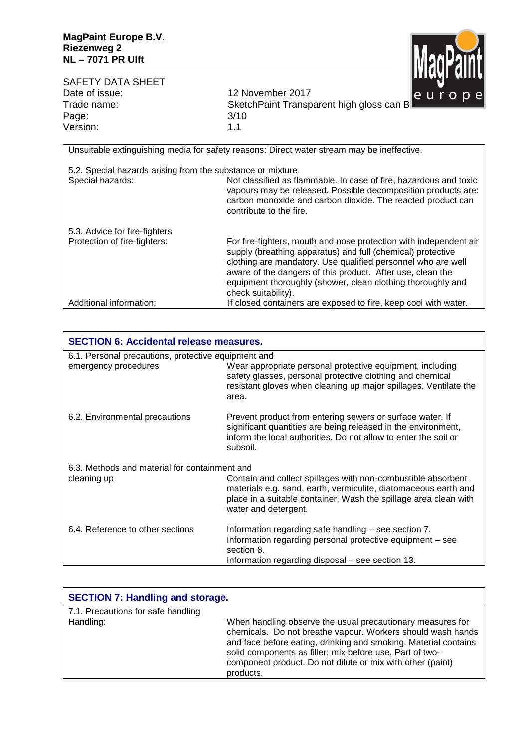Unsuitable extinguishing media for safety reasons: Direct water stream may be ineffective.

5.2. Special hazards arising from the substance or mixture

| | |
|---|---|
| Special hazards: | Not classified as flammable. In case of fire, hazardous and toxic vapours may be released. Possible decomposition products are: carbon monoxide and carbon dioxide. The reacted product can contribute to the fire. |

5.3. Advice for fire-fighters

| | |
|---|---|
| Protection of fire-fighters: | For fire-fighters, mouth and nose protection with independent air supply (breathing apparatus) and full (chemical) protective clothing are mandatory. Use qualified personnel who are well aware of the dangers of this product. After use, clean the equipment thoroughly (shower, clean clothing thoroughly and check suitability). |
| Additional information: | If closed containers are exposed to fire, keep cool with water. |

## SECTION 6: Accidental release measures.

| | |
|---|---|
| 6.1. Personal precautions, protective equipment and emergency procedures | Wear appropriate personal protective equipment, including safety glasses, personal protective clothing and chemical resistant gloves when cleaning up major spillages. Ventilate the area. |
| 6.2. Environmental precautions | Prevent product from entering sewers or surface water. If significant quantities are being released in the environment, inform the local authorities. Do not allow to enter the soil or subsoil. |
| 6.3. Methods and material for containment and cleaning up | Contain and collect spillages with non-combustible absorbent materials e.g. sand, earth, vermiculite, diatomaceous earth and place in a suitable container. Wash the spillage area clean with water and detergent. |
| 6.4. Reference to other sections | Information regarding safe handling – see section 7.<br>Information regarding personal protective equipment – see section 8.<br>Information regarding disposal – see section 13. |

## SECTION 7: Handling and storage.

7.1. Precautions for safe handling

| | |
|---|---|
| Handling: | When handling observe the usual precautionary measures for chemicals. Do not breathe vapour. Workers should wash hands and face before eating, drinking and smoking. Material contains solid components as filler; mix before use. Part of two-component product. Do not dilute or mix with other (paint) products. |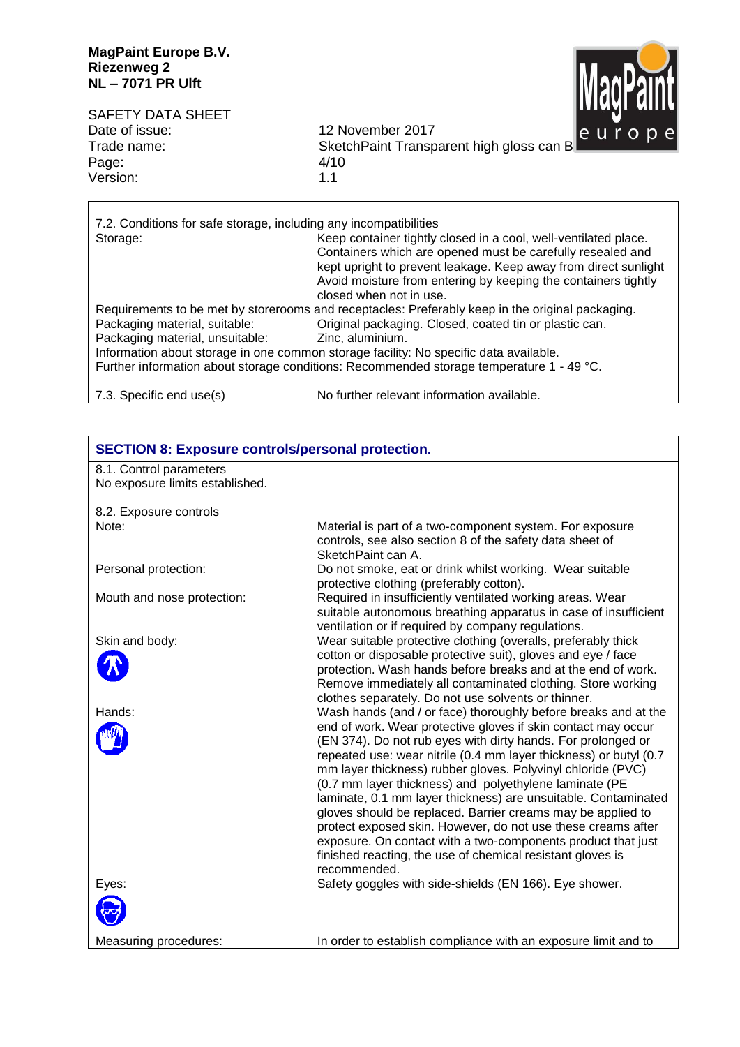7.2. Conditions for safe storage, including any incompatibilities

| | |
|---|---|
| Storage: | Keep container tightly closed in a cool, well-ventilated place. Containers which are opened must be carefully resealed and kept upright to prevent leakage. Keep away from direct sunlight Avoid moisture from entering by keeping the containers tightly closed when not in use. |

Requirements to be met by storerooms and receptacles: Preferably keep in the original packaging.

| | |
|---|---|
| Packaging material, suitable: | Original packaging. Closed, coated tin or plastic can. |
| Packaging material, unsuitable: | Zinc, aluminium. |

Information about storage in one common storage facility: No specific data available.

Further information about storage conditions: Recommended storage temperature 1 - 49 °C.

7.3. Specific end use(s) No further relevant information available.

## SECTION 8: Exposure controls/personal protection.

8.1. Control parameters

No exposure limits established.

8.2. Exposure controls

| | |
|---|---|
| Note: | Material is part of a two-component system. For exposure controls, see also section 8 of the safety data sheet of SketchPaint can A. |
| Personal protection: | Do not smoke, eat or drink whilst working. Wear suitable protective clothing (preferably cotton). |
| Mouth and nose protection: | Required in insufficiently ventilated working areas. Wear suitable autonomous breathing apparatus in case of insufficient ventilation or if required by company regulations. |
| Skin and body: | Wear suitable protective clothing (overalls, preferably thick cotton or disposable protective suit), gloves and eye / face protection. Wash hands before breaks and at the end of work. Remove immediately all contaminated clothing. Store working clothes separately. Do not use solvents or thinner. |
| Hands: | Wash hands (and / or face) thoroughly before breaks and at the end of work. Wear protective gloves if skin contact may occur (EN 374). Do not rub eyes with dirty hands. For prolonged or repeated use: wear nitrile (0.4 mm layer thickness) or butyl (0.7 mm layer thickness) rubber gloves. Polyvinyl chloride (PVC) (0.7 mm layer thickness) and polyethylene laminate (PE laminate, 0.1 mm layer thickness) are unsuitable. Contaminated gloves should be replaced. Barrier creams may be applied to protect exposed skin. However, do not use these creams after exposure. On contact with a two-components product that just finished reacting, the use of chemical resistant gloves is recommended. |
| Eyes: | Safety goggles with side-shields (EN 166). Eye shower. |
| Measuring procedures: | In order to establish compliance with an exposure limit and to |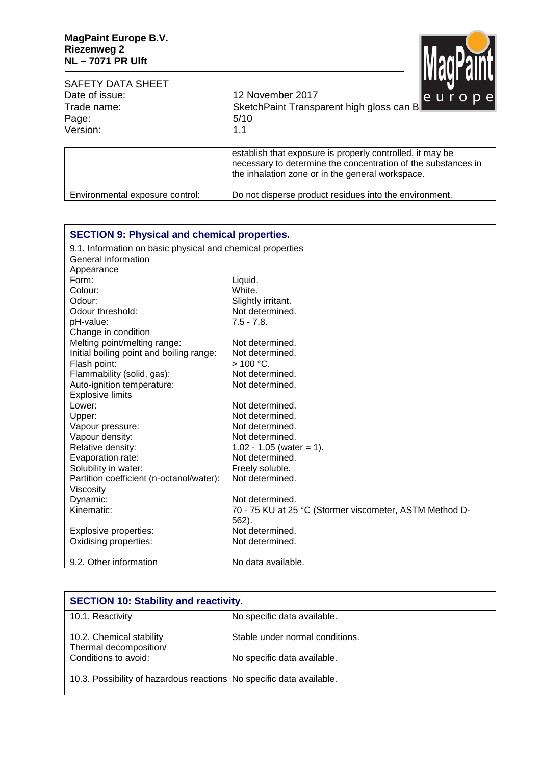| | |
|---|---|
| | establish that exposure is properly controlled, it may be necessary to determine the concentration of the substances in the inhalation zone or in the general workspace. |
| Environmental exposure control: | Do not disperse product residues into the environment. |

## SECTION 9: Physical and chemical properties.

| | |
|---|---|
| 9.1. Information on basic physical and chemical properties | |
| General information | |
| Appearance | |
| Form: | Liquid. |
| Colour: | White. |
| Odour: | Slightly irritant. |
| Odour threshold: | Not determined. |
| pH-value: | 7.5 - 7.8. |
| Change in condition | |
| Melting point/melting range: | Not determined. |
| Initial boiling point and boiling range: | Not determined. |
| Flash point: | > 100 °C. |
| Flammability (solid, gas): | Not determined. |
| Auto-ignition temperature: | Not determined. |
| Explosive limits | |
| Lower: | Not determined. |
| Upper: | Not determined. |
| Vapour pressure: | Not determined. |
| Vapour density: | Not determined. |
| Relative density: | 1.02 - 1.05 (water = 1). |
| Evaporation rate: | Not determined. |
| Solubility in water: | Freely soluble. |
| Partition coefficient (n-octanol/water): | Not determined. |
| Viscosity | |
| Dynamic: | Not determined. |
| Kinematic: | 70 - 75 KU at 25 °C (Stormer viscometer, ASTM Method D-562). |
| Explosive properties: | Not determined. |
| Oxidising properties: | Not determined. |
| 9.2. Other information | No data available. |

## SECTION 10: Stability and reactivity.

| | |
|---|---|
| 10.1. Reactivity | No specific data available. |
| 10.2. Chemical stability | Stable under normal conditions. |
| Thermal decomposition/ Conditions to avoid: | No specific data available. |
| 10.3. Possibility of hazardous reactions | No specific data available. |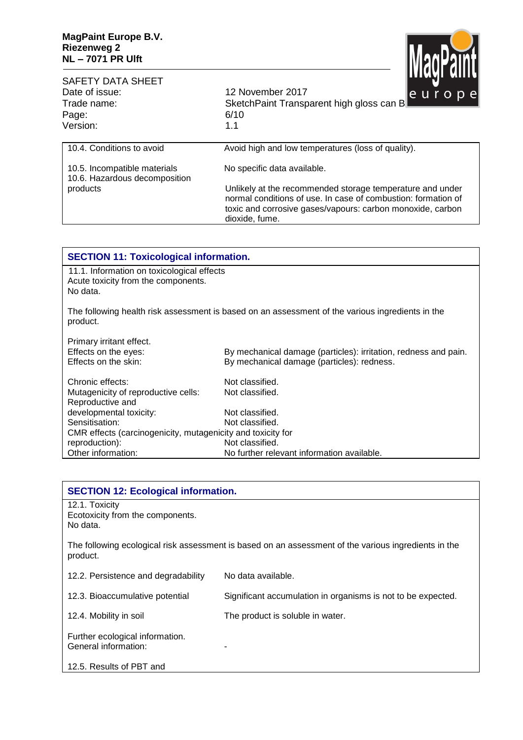| | |
|---|---|
| 10.4. Conditions to avoid | Avoid high and low temperatures (loss of quality). |
| 10.5. Incompatible materials | No specific data available. |
| 10.6. Hazardous decomposition products | Unlikely at the recommended storage temperature and under normal conditions of use. In case of combustion: formation of toxic and corrosive gases/vapours: carbon monoxide, carbon dioxide, fume. |

## SECTION 11: Toxicological information.

11.1. Information on toxicological effects
Acute toxicity from the components.
No data.

The following health risk assessment is based on an assessment of the various ingredients in the product.

Primary irritant effect.

| | |
|---|---|
| Effects on the eyes: | By mechanical damage (particles): irritation, redness and pain. |
| Effects on the skin: | By mechanical damage (particles): redness. |
| Chronic effects: | Not classified. |
| Mutagenicity of reproductive cells: | Not classified. |
| Reproductive and developmental toxicity: | Not classified. |
| Sensitisation: | Not classified. |
| CMR effects (carcinogenicity, mutagenicity and toxicity for reproduction): | Not classified. |
| Other information: | No further relevant information available. |

## SECTION 12: Ecological information.

12.1. Toxicity
Ecotoxicity from the components.
No data.

The following ecological risk assessment is based on an assessment of the various ingredients in the product.

| | |
|---|---|
| 12.2. Persistence and degradability | No data available. |
| 12.3. Bioaccumulative potential | Significant accumulation in organisms is not to be expected. |
| 12.4. Mobility in soil | The product is soluble in water. |
| Further ecological information. General information: | - |

12.5. Results of PBT and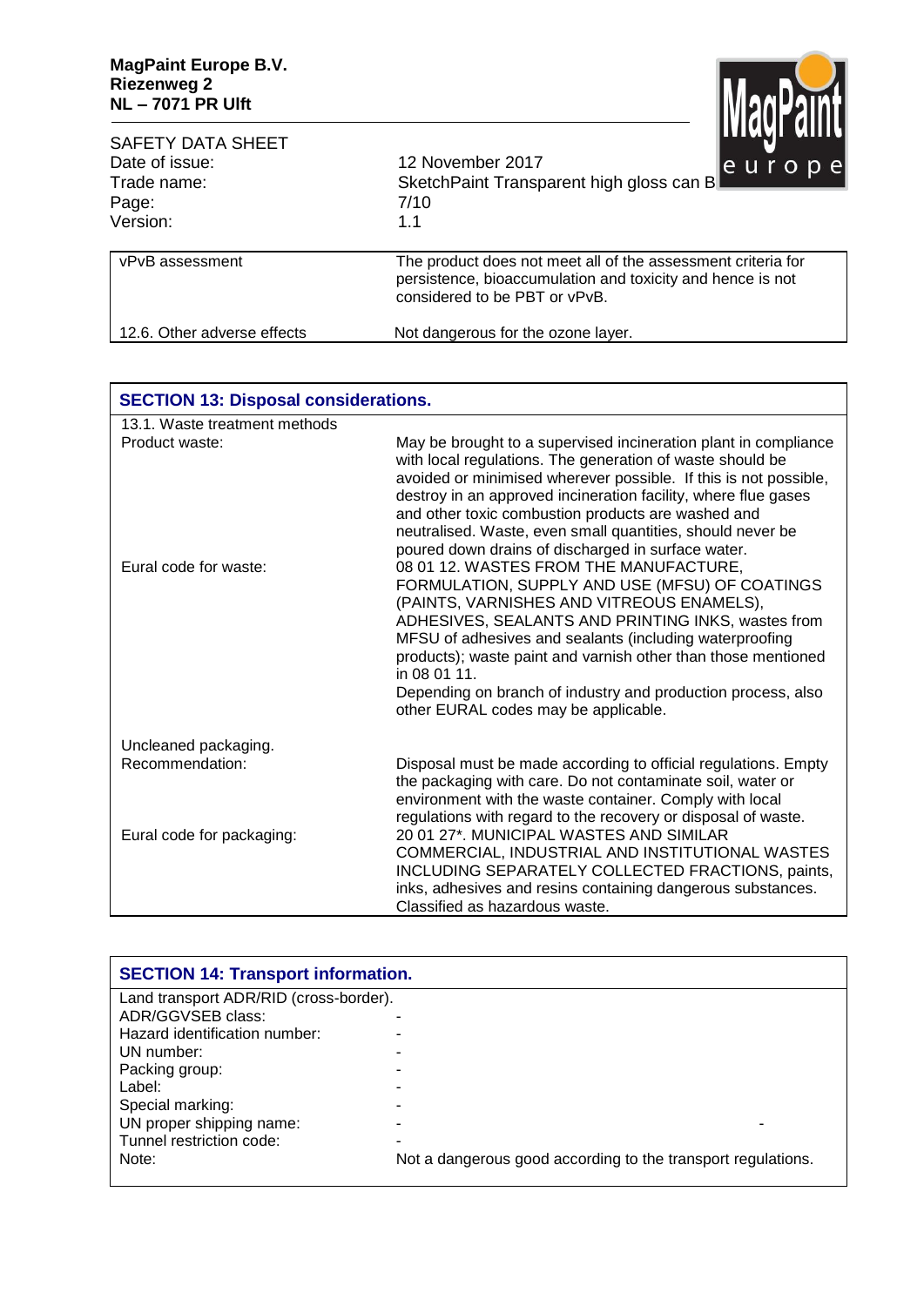| | |
|---|---|
| vPvB assessment | The product does not meet all of the assessment criteria for persistence, bioaccumulation and toxicity and hence is not considered to be PBT or vPvB. |
| 12.6. Other adverse effects | Not dangerous for the ozone layer. |

## SECTION 13: Disposal considerations.

| | |
|---|---|
| 13.1. Waste treatment methods | |
| Product waste: | May be brought to a supervised incineration plant in compliance with local regulations. The generation of waste should be avoided or minimised wherever possible. If this is not possible, destroy in an approved incineration facility, where flue gases and other toxic combustion products are washed and neutralised. Waste, even small quantities, should never be poured down drains of discharged in surface water. |
| Eural code for waste: | 08 01 12. WASTES FROM THE MANUFACTURE, FORMULATION, SUPPLY AND USE (MFSU) OF COATINGS (PAINTS, VARNISHES AND VITREOUS ENAMELS), ADHESIVES, SEALANTS AND PRINTING INKS, wastes from MFSU of adhesives and sealants (including waterproofing products); waste paint and varnish other than those mentioned in 08 01 11. Depending on branch of industry and production process, also other EURAL codes may be applicable. |
| Uncleaned packaging. | |
| Recommendation: | Disposal must be made according to official regulations. Empty the packaging with care. Do not contaminate soil, water or environment with the waste container. Comply with local regulations with regard to the recovery or disposal of waste. |
| Eural code for packaging: | 20 01 27*. MUNICIPAL WASTES AND SIMILAR COMMERCIAL, INDUSTRIAL AND INSTITUTIONAL WASTES INCLUDING SEPARATELY COLLECTED FRACTIONS, paints, inks, adhesives and resins containing dangerous substances. Classified as hazardous waste. |

## SECTION 14: Transport information.

| | |
|---|---|
| Land transport ADR/RID (cross-border). | |
| ADR/GGVSEB class: | - |
| Hazard identification number: | - |
| UN number: | - |
| Packing group: | - |
| Label: | - |
| Special marking: | - |
| UN proper shipping name: | - - |
| Tunnel restriction code: | - |
| Note: | Not a dangerous good according to the transport regulations. |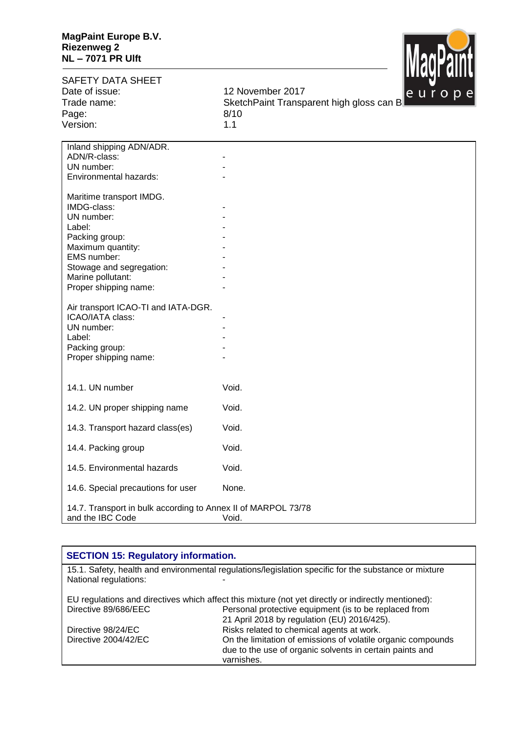| | |
|---|---|
| **Inland shipping ADN/ADR.** | |
| ADN/R-class: | - |
| UN number: | - |
| Environmental hazards: | - |
| **Maritime transport IMDG.** | |
| IMDG-class: | - |
| UN number: | - |
| Label: | - |
| Packing group: | - |
| Maximum quantity: | - |
| EMS number: | - |
| Stowage and segregation: | - |
| Marine pollutant: | - |
| Proper shipping name: | - |
| **Air transport ICAO-TI and IATA-DGR.** | |
| ICAO/IATA class: | - |
| UN number: | - |
| Label: | - |
| Packing group: | - |
| Proper shipping name: | - |
| 14.1. UN number | Void. |
| 14.2. UN proper shipping name | Void. |
| 14.3. Transport hazard class(es) | Void. |
| 14.4. Packing group | Void. |
| 14.5. Environmental hazards | Void. |
| 14.6. Special precautions for user | None. |
| 14.7. Transport in bulk according to Annex II of MARPOL 73/78 and the IBC Code | Void. |

## SECTION 15: Regulatory information.

15.1. Safety, health and environmental regulations/legislation specific for the substance or mixture

National regulations: -

EU regulations and directives which affect this mixture (not yet directly or indirectly mentioned):

| | |
|---|---|
| Directive 89/686/EEC | Personal protective equipment (is to be replaced from 21 April 2018 by regulation (EU) 2016/425). |
| Directive 98/24/EC | Risks related to chemical agents at work. |
| Directive 2004/42/EC | On the limitation of emissions of volatile organic compounds due to the use of organic solvents in certain paints and varnishes. |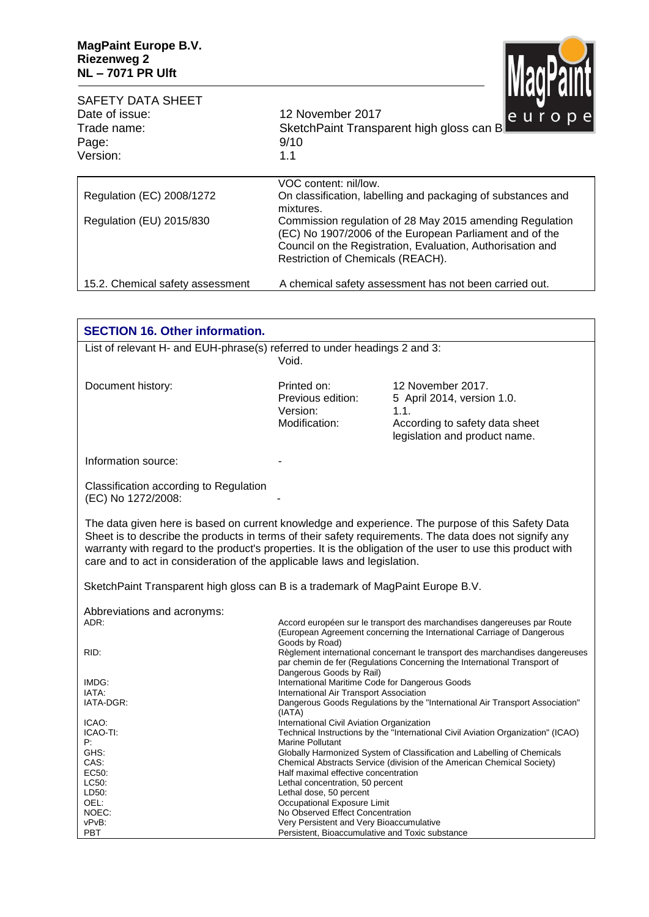**MagPaint Europe B.V.**
**Riezenweg 2**
**NL – 7071 PR Ulft**

SAFETY DATA SHEET

| | |
|---|---|
| Date of issue: | 12 November 2017 |
| Trade name: | SketchPaint Transparent high gloss can B |
| Version: | 1.1 |

| | |
|---|---|
| | VOC content: nil/low. |
| Regulation (EC) 2008/1272 | On classification, labelling and packaging of substances and mixtures. |
| Regulation (EU) 2015/830 | Commission regulation of 28 May 2015 amending Regulation (EC) No 1907/2006 of the European Parliament and of the Council on the Registration, Evaluation, Authorisation and Restriction of Chemicals (REACH). |
| 15.2. Chemical safety assessment | A chemical safety assessment has not been carried out. |

## SECTION 16. Other information.

List of relevant H- and EUH-phrase(s) referred to under headings 2 and 3:
Void.

| | | |
|---|---|---|
| Document history: | Printed on: | 12 November 2017. |
| | Previous edition: | 5 April 2014, version 1.0. |
| | Version: | 1.1. |
| | Modification: | According to safety data sheet legislation and product name. |

Information source: -

Classification according to Regulation (EC) No 1272/2008: -

The data given here is based on current knowledge and experience. The purpose of this Safety Data Sheet is to describe the products in terms of their safety requirements. The data does not signify any warranty with regard to the product's properties. It is the obligation of the user to use this product with care and to act in consideration of the applicable laws and legislation.

SketchPaint Transparent high gloss can B is a trademark of MagPaint Europe B.V.

Abbreviations and acronyms:

| | |
|---|---|
| ADR: | Accord européen sur le transport des marchandises dangereuses par Route (European Agreement concerning the International Carriage of Dangerous Goods by Road) |
| RID: | Règlement international concernant le transport des marchandises dangereuses par chemin de fer (Regulations Concerning the International Transport of Dangerous Goods by Rail) |
| IMDG: | International Maritime Code for Dangerous Goods |
| IATA: | International Air Transport Association |
| IATA-DGR: | Dangerous Goods Regulations by the "International Air Transport Association" (IATA) |
| ICAO: | International Civil Aviation Organization |
| ICAO-TI: | Technical Instructions by the "International Civil Aviation Organization" (ICAO) |
| P: | Marine Pollutant |
| GHS: | Globally Harmonized System of Classification and Labelling of Chemicals |
| CAS: | Chemical Abstracts Service (division of the American Chemical Society) |
| EC50: | Half maximal effective concentration |
| LC50: | Lethal concentration, 50 percent |
| LD50: | Lethal dose, 50 percent |
| OEL: | Occupational Exposure Limit |
| NOEC: | No Observed Effect Concentration |
| vPvB: | Very Persistent and Very Bioaccumulative |
| PBT | Persistent, Bioaccumulative and Toxic substance |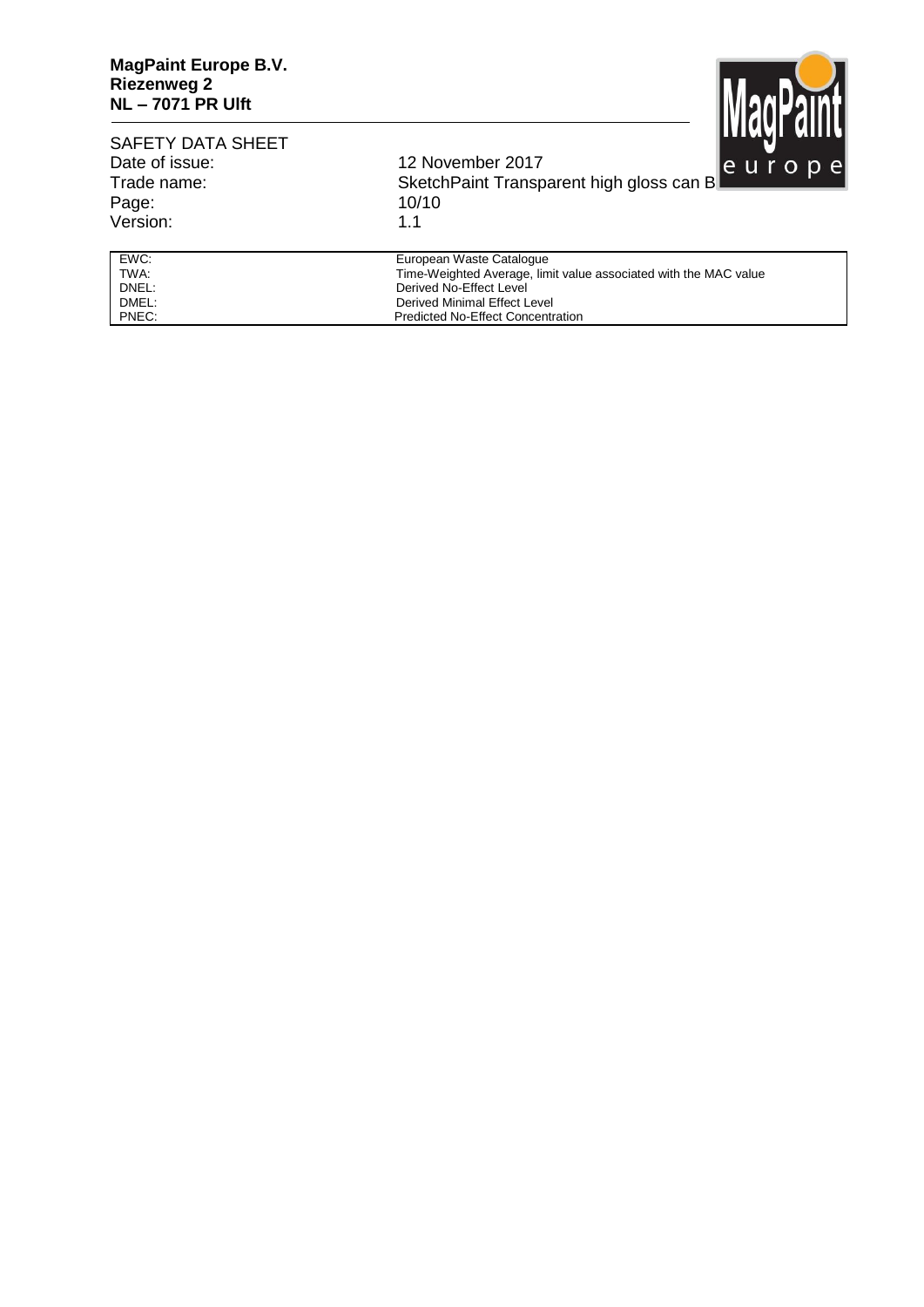| | |
|---|---|
| EWC: | European Waste Catalogue |
| TWA: | Time-Weighted Average, limit value associated with the MAC value |
| DNEL: | Derived No-Effect Level |
| DMEL: | Derived Minimal Effect Level |
| PNEC: | Predicted No-Effect Concentration |